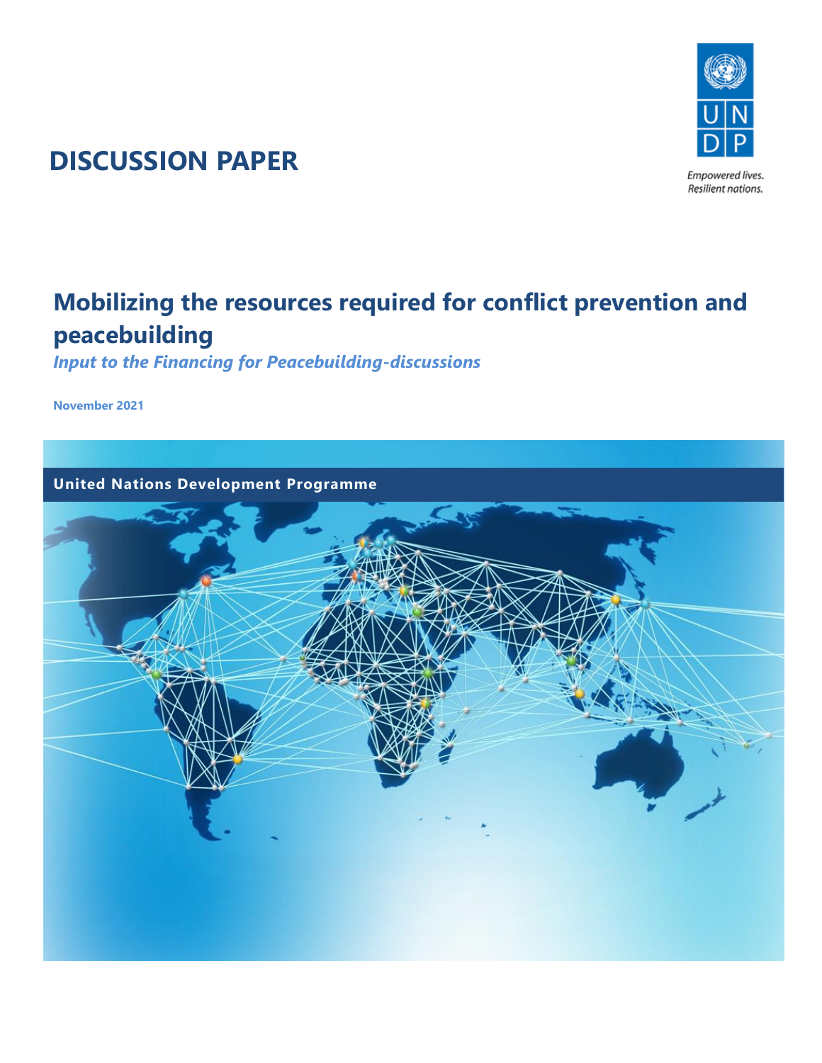# DISCUSSION PAPER

UNDP

Empowered lives.
Resilient nations.

## Mobilizing the resources required for conflict prevention and peacebuilding

***Input to the Financing for Peacebuilding-discussions***

**November 2021**

**United Nations Development Programme**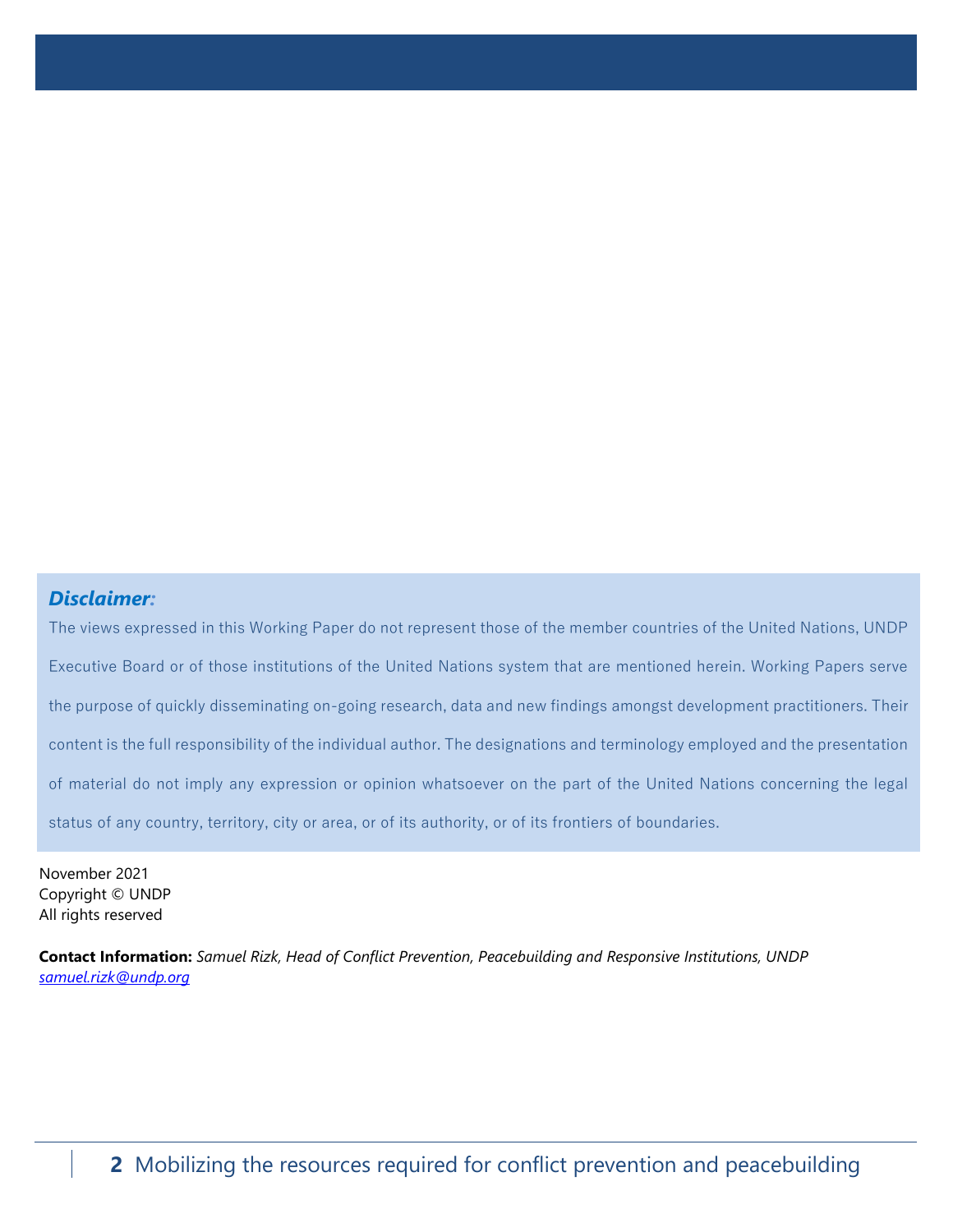***Disclaimer:***

The views expressed in this Working Paper do not represent those of the member countries of the United Nations, UNDP Executive Board or of those institutions of the United Nations system that are mentioned herein. Working Papers serve the purpose of quickly disseminating on-going research, data and new findings amongst development practitioners. Their content is the full responsibility of the individual author. The designations and terminology employed and the presentation of material do not imply any expression or opinion whatsoever on the part of the United Nations concerning the legal status of any country, territory, city or area, or of its authority, or of its frontiers of boundaries.

November 2021
Copyright © UNDP
All rights reserved

**Contact Information:** *Samuel Rizk, Head of Conflict Prevention, Peacebuilding and Responsive Institutions, UNDP*
*samuel.rizk@undp.org*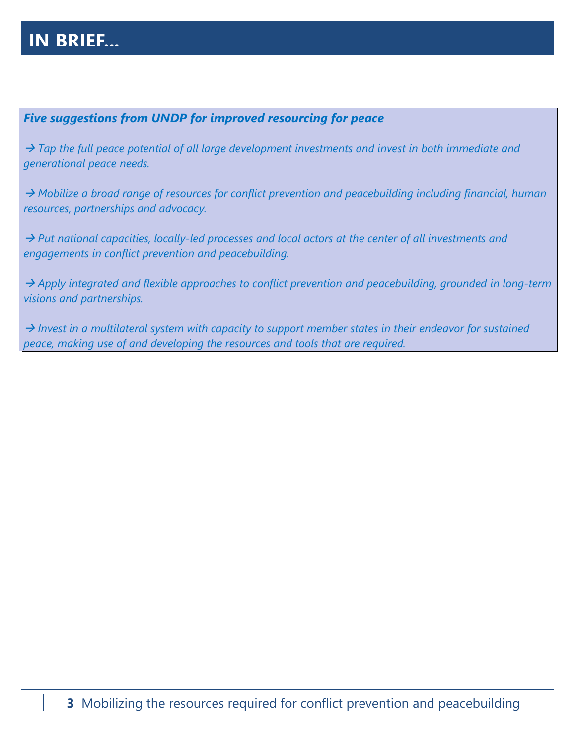# IN BRIEF...

***Five suggestions from UNDP for improved resourcing for peace***

*→ Tap the full peace potential of all large development investments and invest in both immediate and generational peace needs.*

*→ Mobilize a broad range of resources for conflict prevention and peacebuilding including financial, human resources, partnerships and advocacy.*

*→ Put national capacities, locally-led processes and local actors at the center of all investments and engagements in conflict prevention and peacebuilding.*

*→ Apply integrated and flexible approaches to conflict prevention and peacebuilding, grounded in long-term visions and partnerships.*

*→ Invest in a multilateral system with capacity to support member states in their endeavor for sustained peace, making use of and developing the resources and tools that are required.*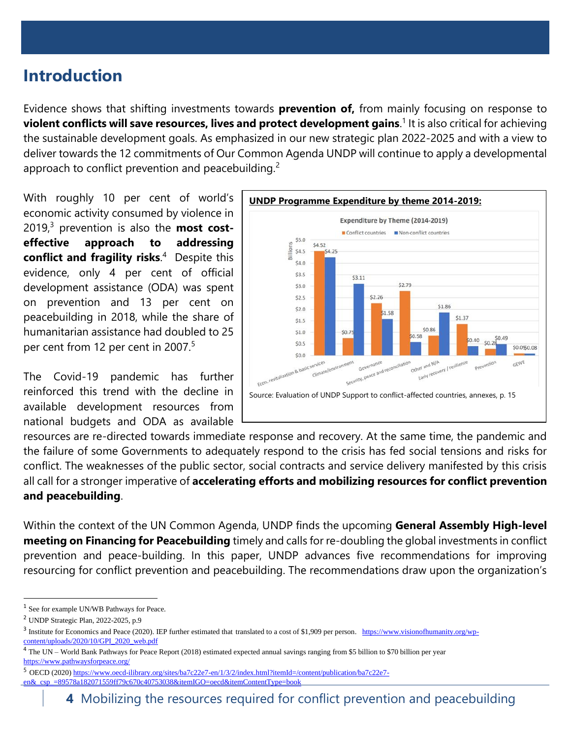## Introduction

Evidence shows that shifting investments towards **prevention of,** from mainly focusing on response to **violent conflicts will save resources, lives and protect development gains**.[1] It is also critical for achieving the sustainable development goals. As emphasized in our new strategic plan 2022-2025 and with a view to deliver towards the 12 commitments of Our Common Agenda UNDP will continue to apply a developmental approach to conflict prevention and peacebuilding.[2]

With roughly 10 per cent of world's economic activity consumed by violence in 2019,[3] prevention is also the **most cost-effective approach to addressing conflict and fragility risks**.[4] Despite this evidence, only 4 per cent of official development assistance (ODA) was spent on prevention and 13 per cent on peacebuilding in 2018, while the share of humanitarian assistance had doubled to 25 per cent from 12 per cent in 2007.[5]

**UNDP Programme Expenditure by theme 2014-2019:**

Expenditure by Theme (2014-2019)

Source: Evaluation of UNDP Support to conflict-affected countries, annexes, p. 15

The Covid-19 pandemic has further reinforced this trend with the decline in available development resources from national budgets and ODA as available resources are re-directed towards immediate response and recovery. At the same time, the pandemic and the failure of some Governments to adequately respond to the crisis has fed social tensions and risks for conflict. The weaknesses of the public sector, social contracts and service delivery manifested by this crisis all call for a stronger imperative of **accelerating efforts and mobilizing resources for conflict prevention and peacebuilding**.

Within the context of the UN Common Agenda, UNDP finds the upcoming **General Assembly High-level meeting on Financing for Peacebuilding** timely and calls for re-doubling the global investments in conflict prevention and peace-building. In this paper, UNDP advances five recommendations for improving resourcing for conflict prevention and peacebuilding. The recommendations draw upon the organization's

---

[1] See for example UN/WB Pathways for Peace.

[2] UNDP Strategic Plan, 2022-2025, p.9

[3] Institute for Economics and Peace (2020). IEP further estimated that translated to a cost of $1,909 per person. https://www.visionofhumanity.org/wp-content/uploads/2020/10/GPI_2020_web.pdf

[4] The UN – World Bank Pathways for Peace Report (2018) estimated expected annual savings ranging from $5 billion to $70 billion per year https://www.pathwaysforpeace.org/

[5] OECD (2020) https://www.oecd-ilibrary.org/sites/ba7c22e7-en/1/3/2/index.html?itemId=/content/publication/ba7c22e7-en&_csp_=89578a182071559ff79c670c40753038&itemIGO=oecd&itemContentType=book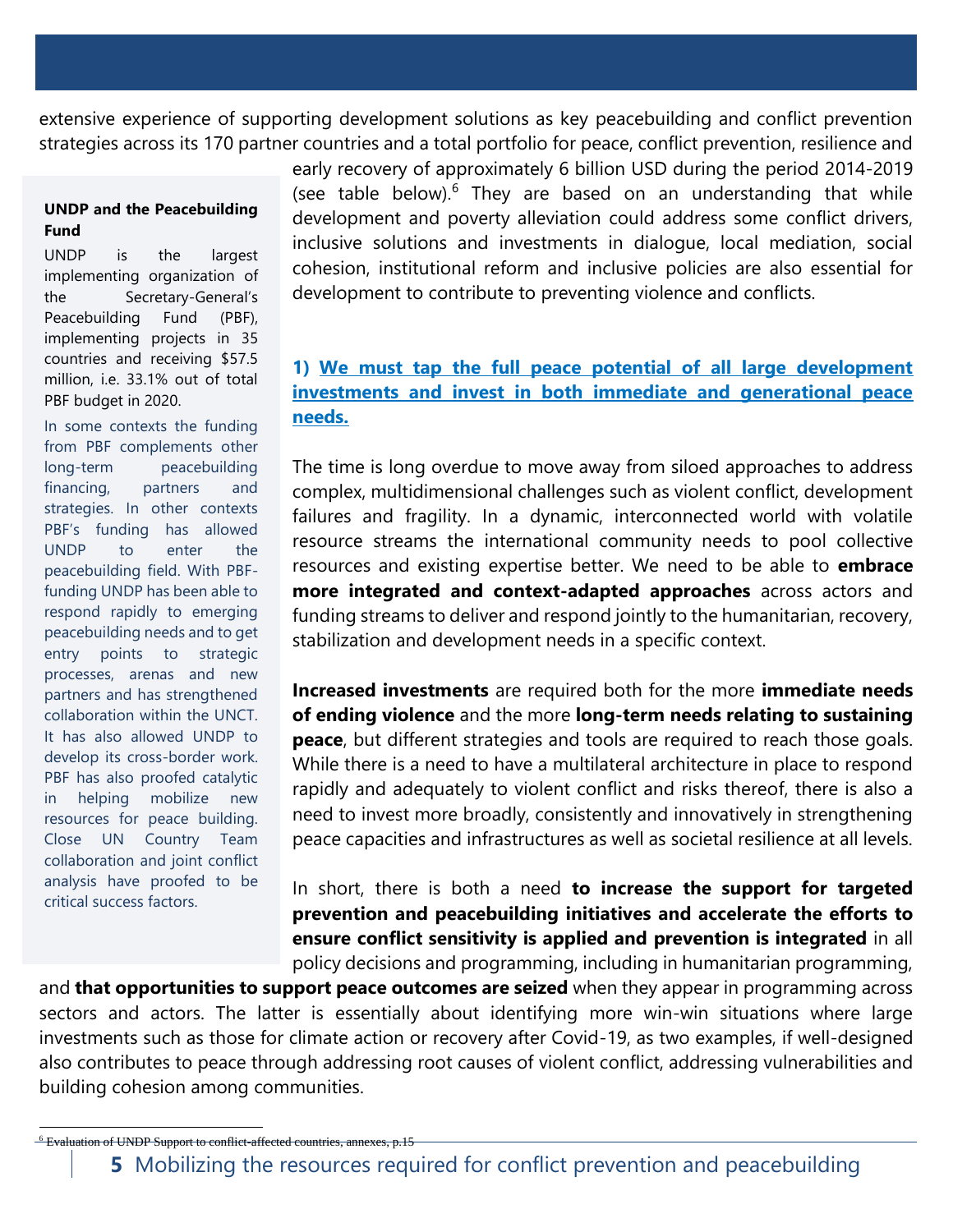extensive experience of supporting development solutions as key peacebuilding and conflict prevention strategies across its 170 partner countries and a total portfolio for peace, conflict prevention, resilience and early recovery of approximately 6 billion USD during the period 2014-2019 (see table below).[6] They are based on an understanding that while development and poverty alleviation could address some conflict drivers, inclusive solutions and investments in dialogue, local mediation, social cohesion, institutional reform and inclusive policies are also essential for development to contribute to preventing violence and conflicts.

> **UNDP and the Peacebuilding Fund**
>
> UNDP is the largest implementing organization of the Secretary-General's Peacebuilding Fund (PBF), implementing projects in 35 countries and receiving $57.5 million, i.e. 33.1% out of total PBF budget in 2020.
>
> In some contexts the funding from PBF complements other long-term peacebuilding financing, partners and strategies. In other contexts PBF's funding has allowed UNDP to enter the peacebuilding field. With PBF-funding UNDP has been able to respond rapidly to emerging peacebuilding needs and to get entry points to strategic processes, arenas and new partners and has strengthened collaboration within the UNCT. It has also allowed UNDP to develop its cross-border work. PBF has also proofed catalytic in helping mobilize new resources for peace building. Close UN Country Team collaboration and joint conflict analysis have proofed to be critical success factors.

### 1) We must tap the full peace potential of all large development investments and invest in both immediate and generational peace needs.

The time is long overdue to move away from siloed approaches to address complex, multidimensional challenges such as violent conflict, development failures and fragility. In a dynamic, interconnected world with volatile resource streams the international community needs to pool collective resources and existing expertise better. We need to be able to **embrace more integrated and context-adapted approaches** across actors and funding streams to deliver and respond jointly to the humanitarian, recovery, stabilization and development needs in a specific context.

**Increased investments** are required both for the more **immediate needs of ending violence** and the more **long-term needs relating to sustaining peace**, but different strategies and tools are required to reach those goals. While there is a need to have a multilateral architecture in place to respond rapidly and adequately to violent conflict and risks thereof, there is also a need to invest more broadly, consistently and innovatively in strengthening peace capacities and infrastructures as well as societal resilience at all levels.

In short, there is both a need **to increase the support for targeted prevention and peacebuilding initiatives and accelerate the efforts to ensure conflict sensitivity is applied and prevention is integrated** in all policy decisions and programming, including in humanitarian programming, and **that opportunities to support peace outcomes are seized** when they appear in programming across sectors and actors. The latter is essentially about identifying more win-win situations where large investments such as those for climate action or recovery after Covid-19, as two examples, if well-designed also contributes to peace through addressing root causes of violent conflict, addressing vulnerabilities and building cohesion among communities.

[6] Evaluation of UNDP Support to conflict-affected countries, annexes, p.15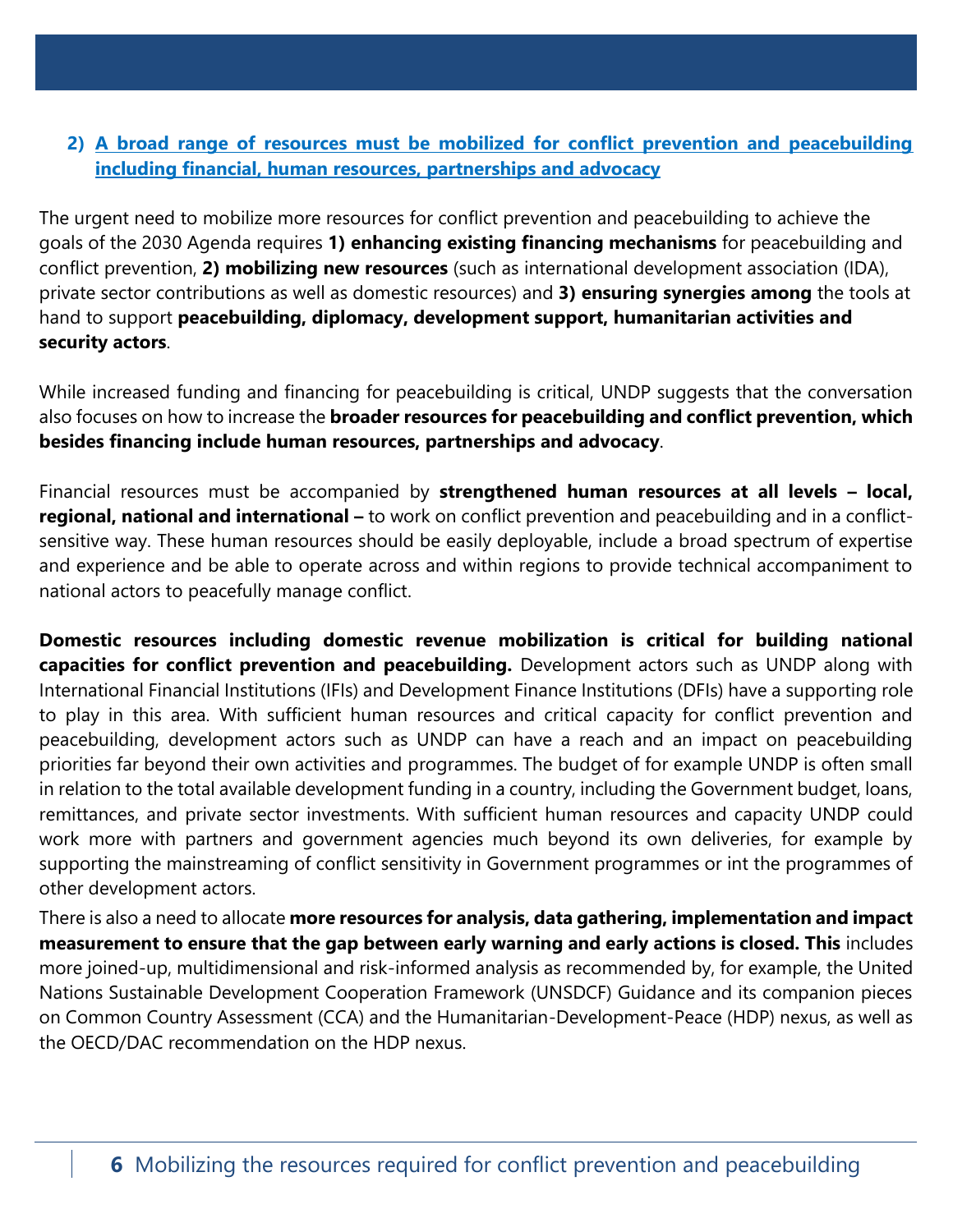## 2) A broad range of resources must be mobilized for conflict prevention and peacebuilding including financial, human resources, partnerships and advocacy

The urgent need to mobilize more resources for conflict prevention and peacebuilding to achieve the goals of the 2030 Agenda requires **1) enhancing existing financing mechanisms** for peacebuilding and conflict prevention, **2) mobilizing new resources** (such as international development association (IDA), private sector contributions as well as domestic resources) and **3) ensuring synergies among** the tools at hand to support **peacebuilding, diplomacy, development support, humanitarian activities and security actors**.

While increased funding and financing for peacebuilding is critical, UNDP suggests that the conversation also focuses on how to increase the **broader resources for peacebuilding and conflict prevention, which besides financing include human resources, partnerships and advocacy**.

Financial resources must be accompanied by **strengthened human resources at all levels – local, regional, national and international –** to work on conflict prevention and peacebuilding and in a conflict-sensitive way. These human resources should be easily deployable, include a broad spectrum of expertise and experience and be able to operate across and within regions to provide technical accompaniment to national actors to peacefully manage conflict.

**Domestic resources including domestic revenue mobilization is critical for building national capacities for conflict prevention and peacebuilding.** Development actors such as UNDP along with International Financial Institutions (IFIs) and Development Finance Institutions (DFIs) have a supporting role to play in this area. With sufficient human resources and critical capacity for conflict prevention and peacebuilding, development actors such as UNDP can have a reach and an impact on peacebuilding priorities far beyond their own activities and programmes. The budget of for example UNDP is often small in relation to the total available development funding in a country, including the Government budget, loans, remittances, and private sector investments. With sufficient human resources and capacity UNDP could work more with partners and government agencies much beyond its own deliveries, for example by supporting the mainstreaming of conflict sensitivity in Government programmes or int the programmes of other development actors.

There is also a need to allocate **more resources for analysis, data gathering, implementation and impact measurement to ensure that the gap between early warning and early actions is closed. This** includes more joined-up, multidimensional and risk-informed analysis as recommended by, for example, the United Nations Sustainable Development Cooperation Framework (UNSDCF) Guidance and its companion pieces on Common Country Assessment (CCA) and the Humanitarian-Development-Peace (HDP) nexus, as well as the OECD/DAC recommendation on the HDP nexus.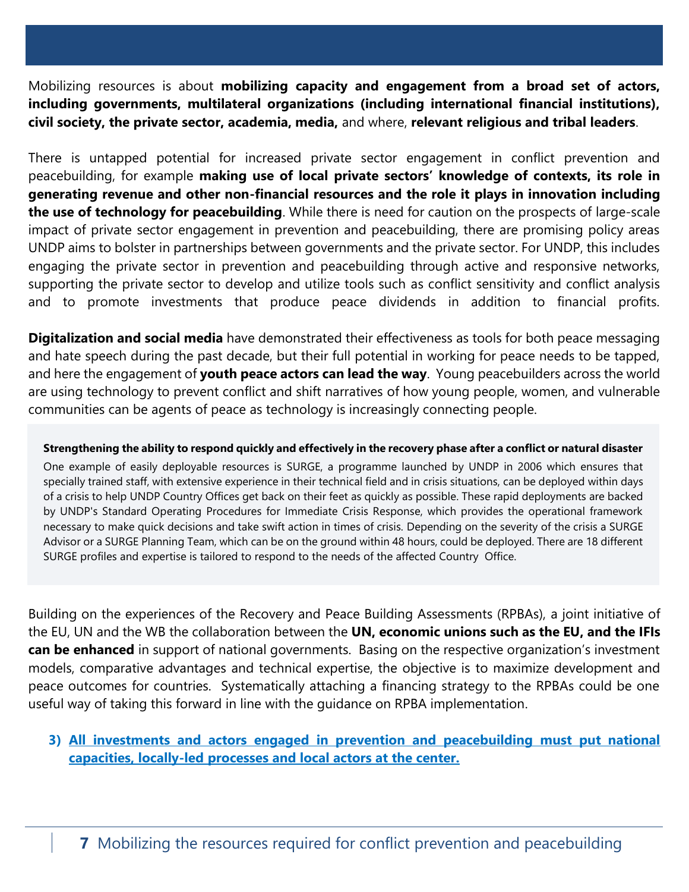Mobilizing resources is about **mobilizing capacity and engagement from a broad set of actors, including governments, multilateral organizations (including international financial institutions), civil society, the private sector, academia, media,** and where, **relevant religious and tribal leaders**.

There is untapped potential for increased private sector engagement in conflict prevention and peacebuilding, for example **making use of local private sectors' knowledge of contexts, its role in generating revenue and other non-financial resources and the role it plays in innovation including the use of technology for peacebuilding**. While there is need for caution on the prospects of large-scale impact of private sector engagement in prevention and peacebuilding, there are promising policy areas UNDP aims to bolster in partnerships between governments and the private sector. For UNDP, this includes engaging the private sector in prevention and peacebuilding through active and responsive networks, supporting the private sector to develop and utilize tools such as conflict sensitivity and conflict analysis and to promote investments that produce peace dividends in addition to financial profits.

**Digitalization and social media** have demonstrated their effectiveness as tools for both peace messaging and hate speech during the past decade, but their full potential in working for peace needs to be tapped, and here the engagement of **youth peace actors can lead the way**. Young peacebuilders across the world are using technology to prevent conflict and shift narratives of how young people, women, and vulnerable communities can be agents of peace as technology is increasingly connecting people.

> **Strengthening the ability to respond quickly and effectively in the recovery phase after a conflict or natural disaster**
>
> One example of easily deployable resources is SURGE, a programme launched by UNDP in 2006 which ensures that specially trained staff, with extensive experience in their technical field and in crisis situations, can be deployed within days of a crisis to help UNDP Country Offices get back on their feet as quickly as possible. These rapid deployments are backed by UNDP's Standard Operating Procedures for Immediate Crisis Response, which provides the operational framework necessary to make quick decisions and take swift action in times of crisis. Depending on the severity of the crisis a SURGE Advisor or a SURGE Planning Team, which can be on the ground within 48 hours, could be deployed. There are 18 different SURGE profiles and expertise is tailored to respond to the needs of the affected Country Office.

Building on the experiences of the Recovery and Peace Building Assessments (RPBAs), a joint initiative of the EU, UN and the WB the collaboration between the **UN, economic unions such as the EU, and the IFIs can be enhanced** in support of national governments. Basing on the respective organization's investment models, comparative advantages and technical expertise, the objective is to maximize development and peace outcomes for countries. Systematically attaching a financing strategy to the RPBAs could be one useful way of taking this forward in line with the guidance on RPBA implementation.

3) **<u>All investments and actors engaged in prevention and peacebuilding must put national capacities, locally-led processes and local actors at the center.</u>**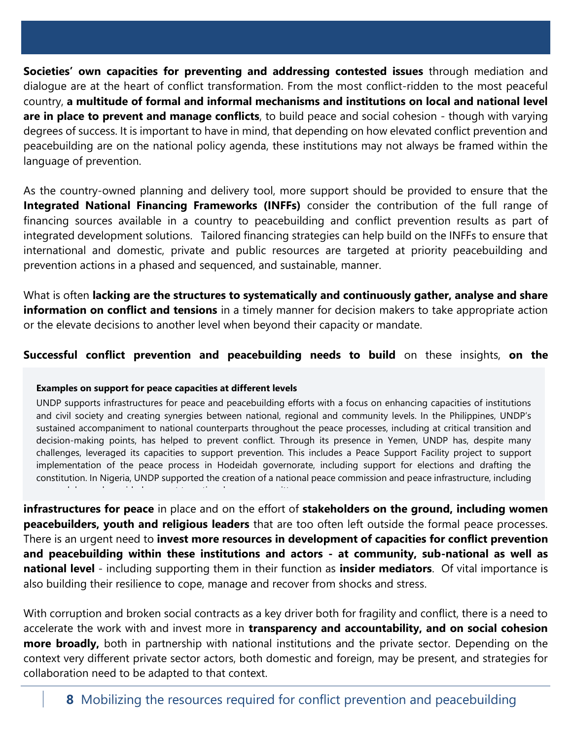**Societies' own capacities for preventing and addressing contested issues** through mediation and dialogue are at the heart of conflict transformation. From the most conflict-ridden to the most peaceful country, **a multitude of formal and informal mechanisms and institutions on local and national level are in place to prevent and manage conflicts**, to build peace and social cohesion - though with varying degrees of success. It is important to have in mind, that depending on how elevated conflict prevention and peacebuilding are on the national policy agenda, these institutions may not always be framed within the language of prevention.

As the country-owned planning and delivery tool, more support should be provided to ensure that the **Integrated National Financing Frameworks (INFFs)** consider the contribution of the full range of financing sources available in a country to peacebuilding and conflict prevention results as part of integrated development solutions. Tailored financing strategies can help build on the INFFs to ensure that international and domestic, private and public resources are targeted at priority peacebuilding and prevention actions in a phased and sequenced, and sustainable, manner.

What is often **lacking are the structures to systematically and continuously gather, analyse and share information on conflict and tensions** in a timely manner for decision makers to take appropriate action or the elevate decisions to another level when beyond their capacity or mandate.

**Successful conflict prevention and peacebuilding needs to build** on these insights, **on the infrastructures for peace** in place and on the effort of **stakeholders on the ground, including women peacebuilders, youth and religious leaders** that are too often left outside the formal peace processes. There is an urgent need to **invest more resources in development of capacities for conflict prevention and peacebuilding within these institutions and actors - at community, sub-national as well as national level** - including supporting them in their function as **insider mediators**. Of vital importance is also building their resilience to cope, manage and recover from shocks and stress.

> **Examples on support for peace capacities at different levels**
>
> UNDP supports infrastructures for peace and peacebuilding efforts with a focus on enhancing capacities of institutions and civil society and creating synergies between national, regional and community levels. In the Philippines, UNDP's sustained accompaniment to national counterparts throughout the peace processes, including at critical transition and decision-making points, has helped to prevent conflict. Through its presence in Yemen, UNDP has, despite many challenges, leveraged its capacities to support prevention. This includes a Peace Support Facility project to support implementation of the peace process in Hodeidah governorate, including support for elections and drafting the constitution. In Nigeria, UNDP supported the creation of a national peace commission and peace infrastructure, including

With corruption and broken social contracts as a key driver both for fragility and conflict, there is a need to accelerate the work with and invest more in **transparency and accountability, and on social cohesion more broadly,** both in partnership with national institutions and the private sector. Depending on the context very different private sector actors, both domestic and foreign, may be present, and strategies for collaboration need to be adapted to that context.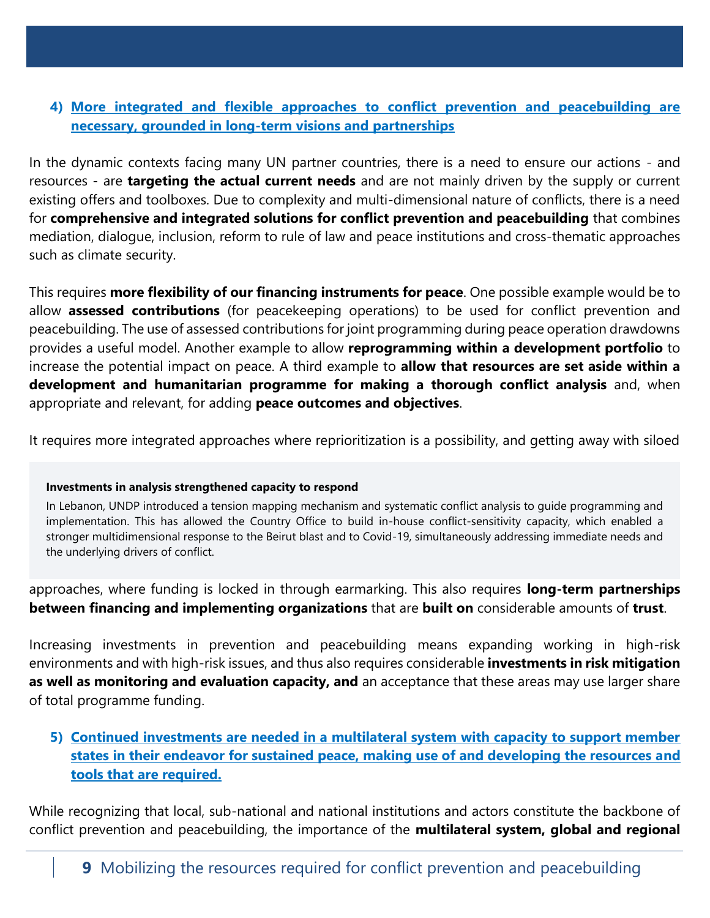4) **More integrated and flexible approaches to conflict prevention and peacebuilding are necessary, grounded in long-term visions and partnerships**

In the dynamic contexts facing many UN partner countries, there is a need to ensure our actions - and resources - are **targeting the actual current needs** and are not mainly driven by the supply or current existing offers and toolboxes. Due to complexity and multi-dimensional nature of conflicts, there is a need for **comprehensive and integrated solutions for conflict prevention and peacebuilding** that combines mediation, dialogue, inclusion, reform to rule of law and peace institutions and cross-thematic approaches such as climate security.

This requires **more flexibility of our financing instruments for peace**. One possible example would be to allow **assessed contributions** (for peacekeeping operations) to be used for conflict prevention and peacebuilding. The use of assessed contributions for joint programming during peace operation drawdowns provides a useful model. Another example to allow **reprogramming within a development portfolio** to increase the potential impact on peace. A third example to **allow that resources are set aside within a development and humanitarian programme for making a thorough conflict analysis** and, when appropriate and relevant, for adding **peace outcomes and objectives**.

It requires more integrated approaches where reprioritization is a possibility, and getting away with siloed approaches, where funding is locked in through earmarking. This also requires **long-term partnerships between financing and implementing organizations** that are **built on** considerable amounts of **trust**.

> **Investments in analysis strengthened capacity to respond**
>
> In Lebanon, UNDP introduced a tension mapping mechanism and systematic conflict analysis to guide programming and implementation. This has allowed the Country Office to build in-house conflict-sensitivity capacity, which enabled a stronger multidimensional response to the Beirut blast and to Covid-19, simultaneously addressing immediate needs and the underlying drivers of conflict.

Increasing investments in prevention and peacebuilding means expanding working in high-risk environments and with high-risk issues, and thus also requires considerable **investments in risk mitigation as well as monitoring and evaluation capacity, and** an acceptance that these areas may use larger share of total programme funding.

5) **Continued investments are needed in a multilateral system with capacity to support member states in their endeavor for sustained peace, making use of and developing the resources and tools that are required.**

While recognizing that local, sub-national and national institutions and actors constitute the backbone of conflict prevention and peacebuilding, the importance of the **multilateral system, global and regional**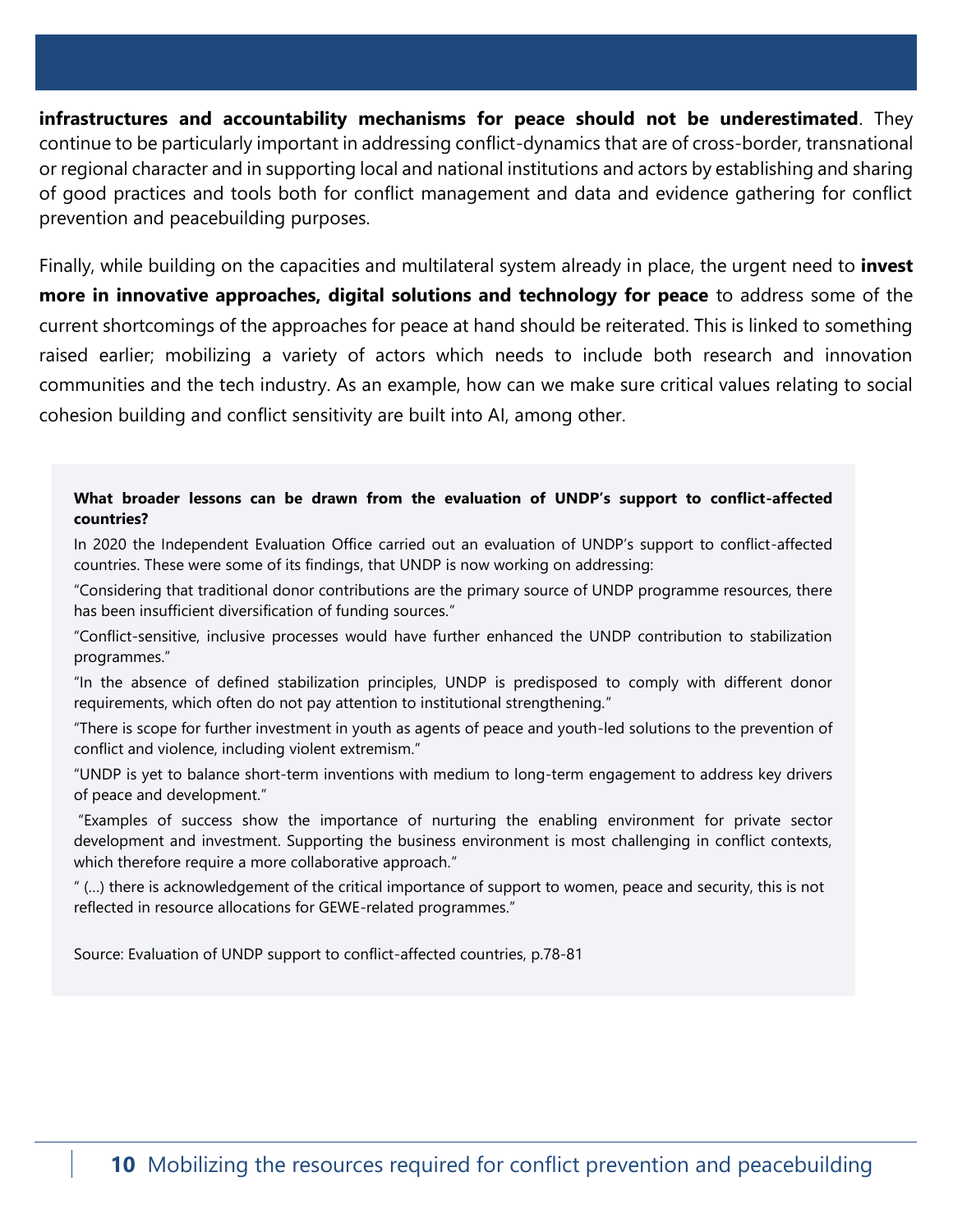**infrastructures and accountability mechanisms for peace should not be underestimated**. They continue to be particularly important in addressing conflict-dynamics that are of cross-border, transnational or regional character and in supporting local and national institutions and actors by establishing and sharing of good practices and tools both for conflict management and data and evidence gathering for conflict prevention and peacebuilding purposes.

Finally, while building on the capacities and multilateral system already in place, the urgent need to **invest more in innovative approaches, digital solutions and technology for peace** to address some of the current shortcomings of the approaches for peace at hand should be reiterated. This is linked to something raised earlier; mobilizing a variety of actors which needs to include both research and innovation communities and the tech industry. As an example, how can we make sure critical values relating to social cohesion building and conflict sensitivity are built into AI, among other.

**What broader lessons can be drawn from the evaluation of UNDP's support to conflict-affected countries?**

In 2020 the Independent Evaluation Office carried out an evaluation of UNDP's support to conflict-affected countries. These were some of its findings, that UNDP is now working on addressing:

"Considering that traditional donor contributions are the primary source of UNDP programme resources, there has been insufficient diversification of funding sources."

"Conflict-sensitive, inclusive processes would have further enhanced the UNDP contribution to stabilization programmes."

"In the absence of defined stabilization principles, UNDP is predisposed to comply with different donor requirements, which often do not pay attention to institutional strengthening."

"There is scope for further investment in youth as agents of peace and youth-led solutions to the prevention of conflict and violence, including violent extremism."

"UNDP is yet to balance short-term inventions with medium to long-term engagement to address key drivers of peace and development."

"Examples of success show the importance of nurturing the enabling environment for private sector development and investment. Supporting the business environment is most challenging in conflict contexts, which therefore require a more collaborative approach."

" (…) there is acknowledgement of the critical importance of support to women, peace and security, this is not reflected in resource allocations for GEWE-related programmes."

Source: Evaluation of UNDP support to conflict-affected countries, p.78-81